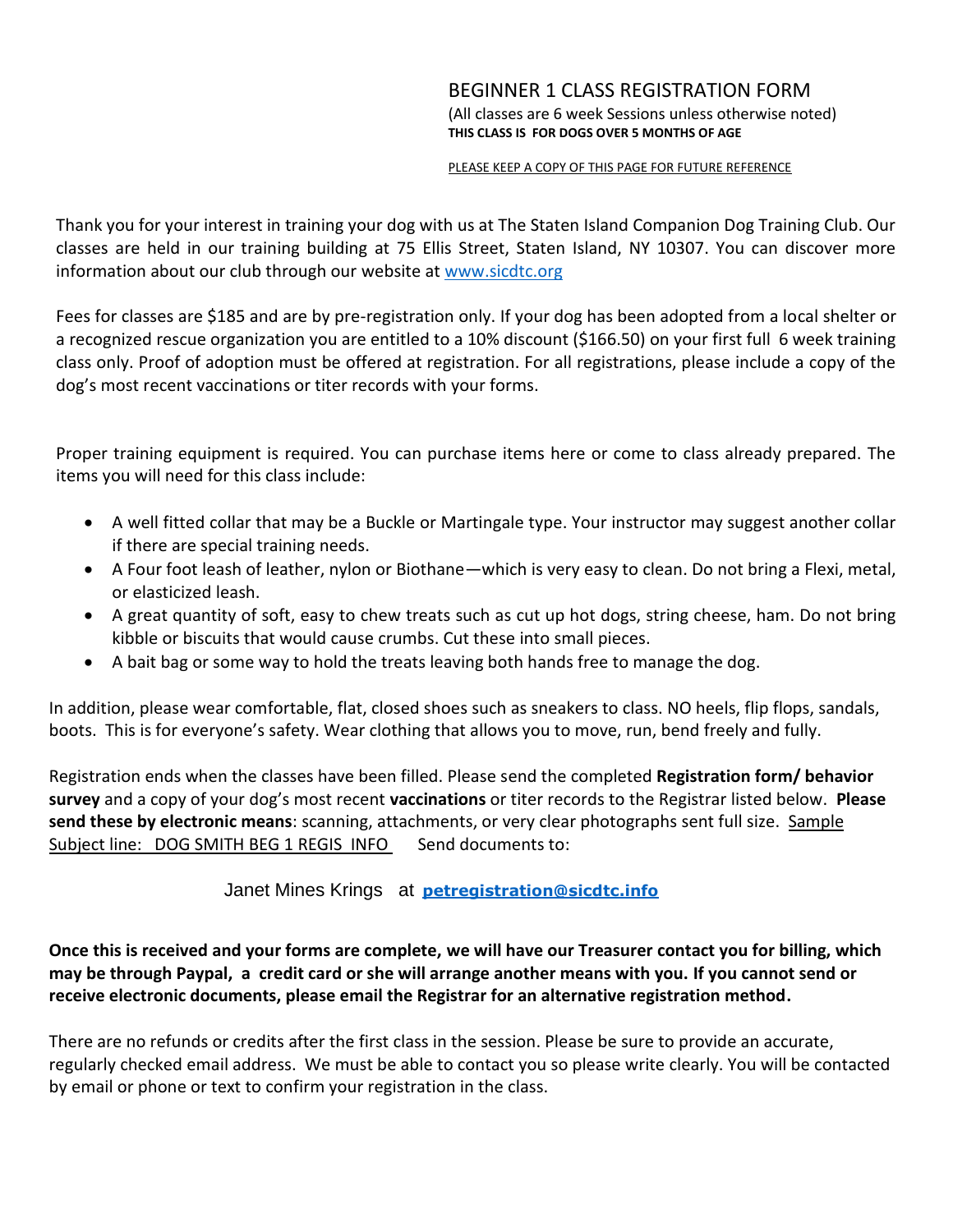# BEGINNER 1 CLASS REGISTRATION FORM

(All classes are 6 week Sessions unless otherwise noted)

**THIS CLASS IS FOR DOGS OVER 5 MONTHS OF AGE**

PLEASE KEEP A COPY OF THIS PAGE FOR FUTURE REFERENCE

Thank you for your interest in training your dog with us at The Staten Island Companion Dog Training Club. Our classes are held in our training building at 75 Ellis Street, Staten Island, NY 10307. You can discover more information about our club through our website at [www.sicdtc.org](http://www.sicdtc.org)

Fees for classes are $185 and are by pre-registration only. If your dog has been adopted from a local shelter or a recognized rescue organization you are entitled to a 10% discount ($166.50) on your first full 6 week training class only. Proof of adoption must be offered at registration. For all registrations, please include a copy of the dog's most recent vaccinations or titer records with your forms.

Proper training equipment is required. You can purchase items here or come to class already prepared. The items you will need for this class include:

- A well fitted collar that may be a Buckle or Martingale type. Your instructor may suggest another collar if there are special training needs.
- A Four foot leash of leather, nylon or Biothane—which is very easy to clean. Do not bring a Flexi, metal, or elasticized leash.
- A great quantity of soft, easy to chew treats such as cut up hot dogs, string cheese, ham. Do not bring kibble or biscuits that would cause crumbs. Cut these into small pieces.
- A bait bag or some way to hold the treats leaving both hands free to manage the dog.

In addition, please wear comfortable, flat, closed shoes such as sneakers to class. NO heels, flip flops, sandals, boots. This is for everyone's safety. Wear clothing that allows you to move, run, bend freely and fully.

Registration ends when the classes have been filled. Please send the completed **Registration form/ behavior survey** and a copy of your dog's most recent **vaccinations** or titer records to the Registrar listed below. **Please send these by electronic means**: scanning, attachments, or very clear photographs sent full size. Sample Subject line: DOG SMITH BEG 1 REGIS INFO Send documents to:

Janet Mines Krings at **petregistration@sicdtc.info**

**Once this is received and your forms are complete, we will have our Treasurer contact you for billing, which may be through Paypal, a credit card or she will arrange another means with you. If you cannot send or receive electronic documents, please email the Registrar for an alternative registration method.**

There are no refunds or credits after the first class in the session. Please be sure to provide an accurate, regularly checked email address. We must be able to contact you so please write clearly. You will be contacted by email or phone or text to confirm your registration in the class.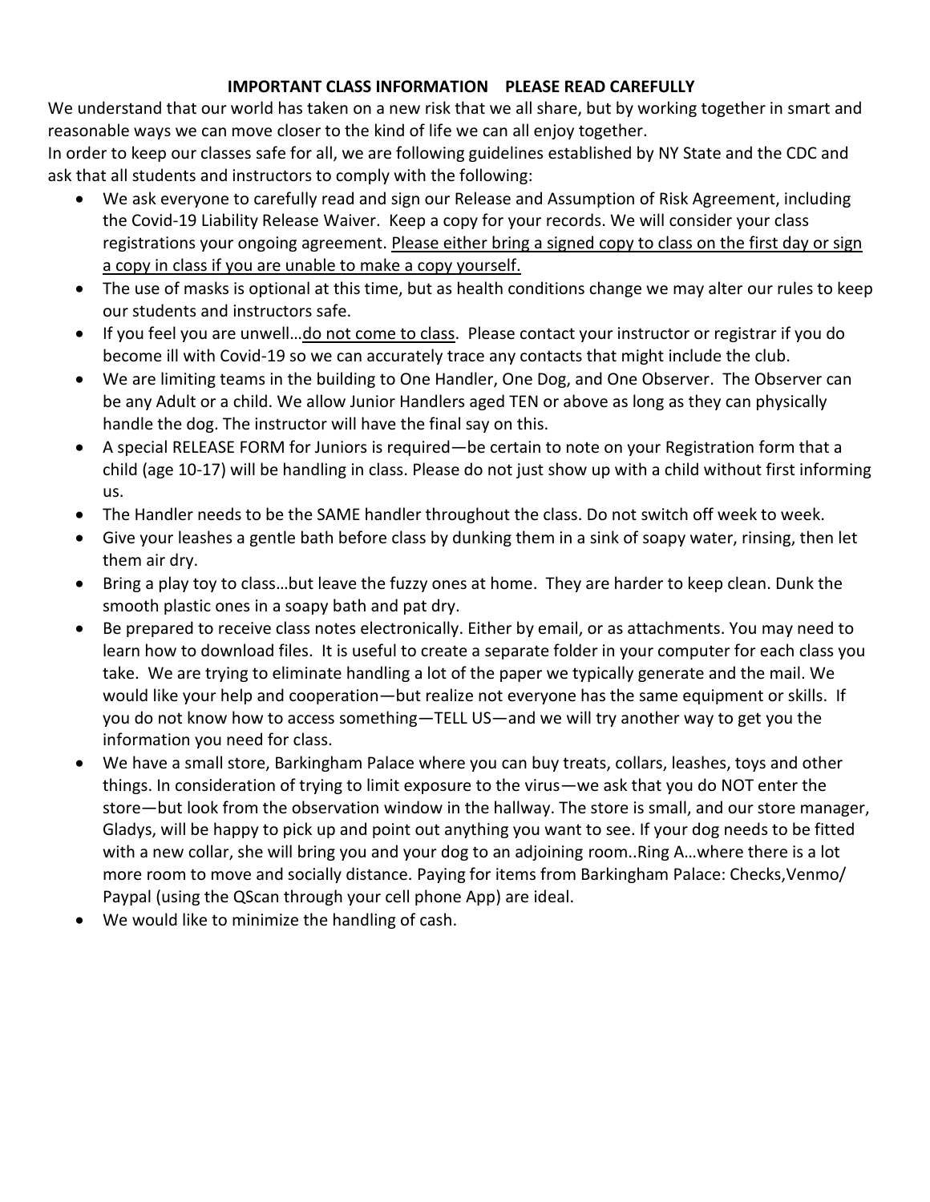## IMPORTANT CLASS INFORMATION PLEASE READ CAREFULLY

We understand that our world has taken on a new risk that we all share, but by working together in smart and reasonable ways we can move closer to the kind of life we can all enjoy together.

In order to keep our classes safe for all, we are following guidelines established by NY State and the CDC and ask that all students and instructors to comply with the following:

- We ask everyone to carefully read and sign our Release and Assumption of Risk Agreement, including the Covid-19 Liability Release Waiver. Keep a copy for your records. We will consider your class registrations your ongoing agreement. <u>Please either bring a signed copy to class on the first day or sign a copy in class if you are unable to make a copy yourself.</u>
- The use of masks is optional at this time, but as health conditions change we may alter our rules to keep our students and instructors safe.
- If you feel you are unwell…<u>do not come to class</u>. Please contact your instructor or registrar if you do become ill with Covid-19 so we can accurately trace any contacts that might include the club.
- We are limiting teams in the building to One Handler, One Dog, and One Observer. The Observer can be any Adult or a child. We allow Junior Handlers aged TEN or above as long as they can physically handle the dog. The instructor will have the final say on this.
- A special RELEASE FORM for Juniors is required—be certain to note on your Registration form that a child (age 10-17) will be handling in class. Please do not just show up with a child without first informing us.
- The Handler needs to be the SAME handler throughout the class. Do not switch off week to week.
- Give your leashes a gentle bath before class by dunking them in a sink of soapy water, rinsing, then let them air dry.
- Bring a play toy to class…but leave the fuzzy ones at home. They are harder to keep clean. Dunk the smooth plastic ones in a soapy bath and pat dry.
- Be prepared to receive class notes electronically. Either by email, or as attachments. You may need to learn how to download files. It is useful to create a separate folder in your computer for each class you take. We are trying to eliminate handling a lot of the paper we typically generate and the mail. We would like your help and cooperation—but realize not everyone has the same equipment or skills. If you do not know how to access something—TELL US—and we will try another way to get you the information you need for class.
- We have a small store, Barkingham Palace where you can buy treats, collars, leashes, toys and other things. In consideration of trying to limit exposure to the virus—we ask that you do NOT enter the store—but look from the observation window in the hallway. The store is small, and our store manager, Gladys, will be happy to pick up and point out anything you want to see. If your dog needs to be fitted with a new collar, she will bring you and your dog to an adjoining room..Ring A…where there is a lot more room to move and socially distance. Paying for items from Barkingham Palace: Checks,Venmo/ Paypal (using the QScan through your cell phone App) are ideal.
- We would like to minimize the handling of cash.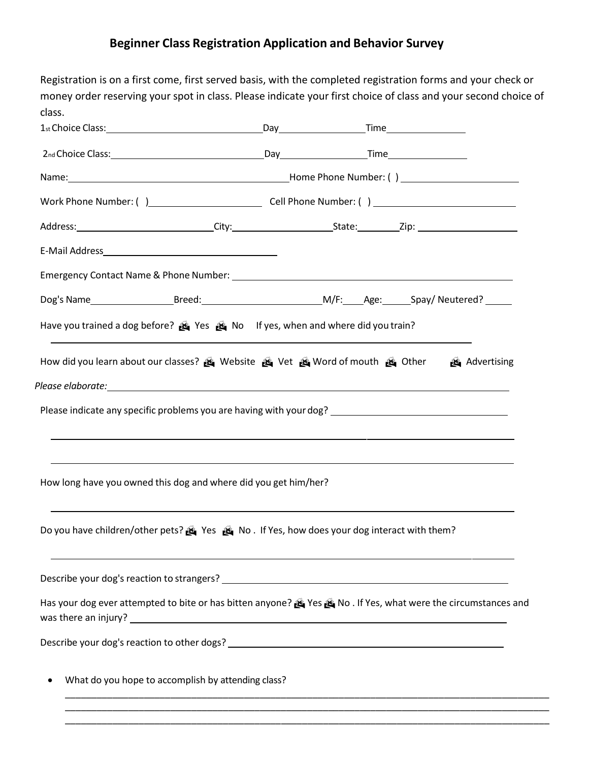# Beginner Class Registration Application and Behavior Survey

Registration is on a first come, first served basis, with the completed registration forms and your check or money order reserving your spot in class. Please indicate your first choice of class and your second choice of class.

1st Choice Class: ______________________ Day ____________ Time ____________

2nd Choice Class: ______________________ Day ____________ Time ____________

Name: ________________________________ Home Phone Number: ( ) ________________

Work Phone Number: ( ) ________________ Cell Phone Number: ( ) ____________________

Address: ____________________ City: ______________ State: ______ Zip: ______________

E-Mail Address __________________________

Emergency Contact Name & Phone Number: ________________________________________

Dog's Name ____________ Breed: __________________ M/F: ___ Age: ____ Spay/ Neutered? ____

Have you trained a dog before? ☐ Yes ☐ No If yes, when and where did you train?

______________________________________________________________________

How did you learn about our classes? ☐ Website ☐ Vet ☐ Word of mouth ☐ Other ☐ Advertising

*Please elaborate:* ______________________________________________________________

Please indicate any specific problems you are having with your dog? __________________________

______________________________________________________________________

______________________________________________________________________

How long have you owned this dog and where did you get him/her?

______________________________________________________________________

Do you have children/other pets? ☐ Yes ☐ No . If Yes, how does your dog interact with them?

______________________________________________________________________

Describe your dog's reaction to strangers? ______________________________________________

Has your dog ever attempted to bite or has bitten anyone? ☐ Yes ☐ No . If Yes, what were the circumstances and was there an injury? ____________________________________________________

Describe your dog's reaction to other dogs? ____________________________________________

- What do you hope to accomplish by attending class?

  ______________________________________________________________________

  ______________________________________________________________________

  ______________________________________________________________________